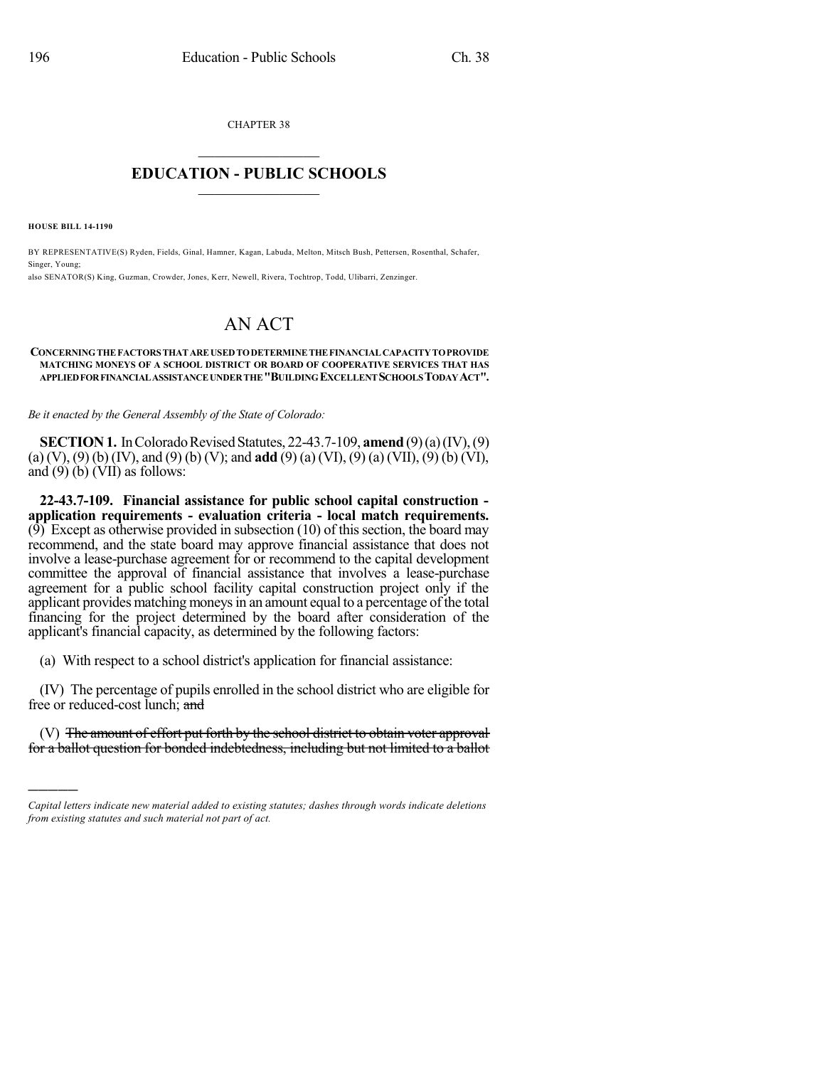CHAPTER 38

# EDUCATION - PUBLIC SCHOOLS

**HOUSE BILL 14-1190**

BY REPRESENTATIVE(S) Ryden, Fields, Ginal, Hamner, Kagan, Labuda, Melton, Mitsch Bush, Pettersen, Rosenthal, Schafer, Singer, Young;
also SENATOR(S) King, Guzman, Crowder, Jones, Kerr, Newell, Rivera, Tochtrop, Todd, Ulibarri, Zenzinger.

# AN ACT

**CONCERNING THE FACTORS THAT ARE USED TO DETERMINE THE FINANCIAL CAPACITY TO PROVIDE MATCHING MONEYS OF A SCHOOL DISTRICT OR BOARD OF COOPERATIVE SERVICES THAT HAS APPLIED FOR FINANCIAL ASSISTANCE UNDER THE "BUILDING EXCELLENT SCHOOLS TODAY ACT".**

*Be it enacted by the General Assembly of the State of Colorado:*

**SECTION 1.** In Colorado Revised Statutes, 22-43.7-109, **amend** (9) (a) (IV), (9) (a) (V), (9) (b) (IV), and (9) (b) (V); and **add** (9) (a) (VI), (9) (a) (VII), (9) (b) (VI), and (9) (b) (VII) as follows:

**22-43.7-109. Financial assistance for public school capital construction - application requirements - evaluation criteria - local match requirements.** (9) Except as otherwise provided in subsection (10) of this section, the board may recommend, and the state board may approve financial assistance that does not involve a lease-purchase agreement for or recommend to the capital development committee the approval of financial assistance that involves a lease-purchase agreement for a public school facility capital construction project only if the applicant provides matching moneys in an amount equal to a percentage of the total financing for the project determined by the board after consideration of the applicant's financial capacity, as determined by the following factors:

(a) With respect to a school district's application for financial assistance:

(IV) The percentage of pupils enrolled in the school district who are eligible for free or reduced-cost lunch; ~~and~~

(V) ~~The amount of effort put forth by the school district to obtain voter approval for a ballot question for bonded indebtedness, including but not limited to a ballot~~

---

*Capital letters indicate new material added to existing statutes; dashes through words indicate deletions from existing statutes and such material not part of act.*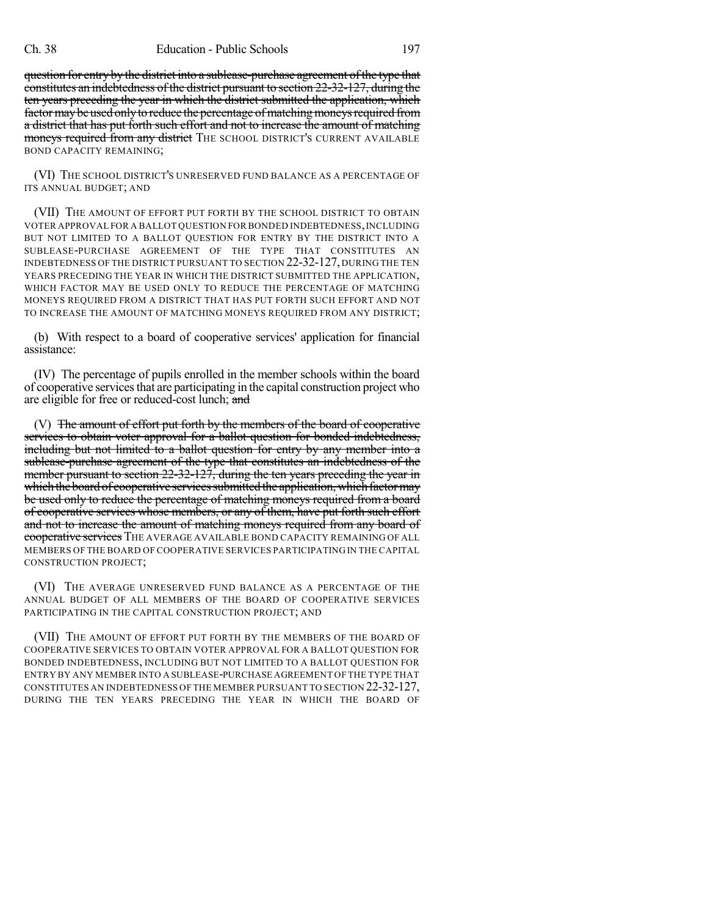~~question for entry by the district into a sublease-purchase agreement of the type that constitutes an indebtedness of the district pursuant to section 22-32-127, during the ten years preceding the year in which the district submitted the application, which factor may be used only to reduce the percentage of matching moneys required from a district that has put forth such effort and not to increase the amount of matching moneys required from any district~~ THE SCHOOL DISTRICT'S CURRENT AVAILABLE BOND CAPACITY REMAINING;

(VI) THE SCHOOL DISTRICT'S UNRESERVED FUND BALANCE AS A PERCENTAGE OF ITS ANNUAL BUDGET; AND

(VII) THE AMOUNT OF EFFORT PUT FORTH BY THE SCHOOL DISTRICT TO OBTAIN VOTER APPROVAL FOR A BALLOT QUESTION FOR BONDED INDEBTEDNESS, INCLUDING BUT NOT LIMITED TO A BALLOT QUESTION FOR ENTRY BY THE DISTRICT INTO A SUBLEASE-PURCHASE AGREEMENT OF THE TYPE THAT CONSTITUTES AN INDEBTEDNESS OF THE DISTRICT PURSUANT TO SECTION 22-32-127, DURING THE TEN YEARS PRECEDING THE YEAR IN WHICH THE DISTRICT SUBMITTED THE APPLICATION, WHICH FACTOR MAY BE USED ONLY TO REDUCE THE PERCENTAGE OF MATCHING MONEYS REQUIRED FROM A DISTRICT THAT HAS PUT FORTH SUCH EFFORT AND NOT TO INCREASE THE AMOUNT OF MATCHING MONEYS REQUIRED FROM ANY DISTRICT;

(b) With respect to a board of cooperative services' application for financial assistance:

(IV) The percentage of pupils enrolled in the member schools within the board of cooperative services that are participating in the capital construction project who are eligible for free or reduced-cost lunch; ~~and~~

(V) ~~The amount of effort put forth by the members of the board of cooperative services to obtain voter approval for a ballot question for bonded indebtedness, including but not limited to a ballot question for entry by any member into a sublease-purchase agreement of the type that constitutes an indebtedness of the member pursuant to section 22-32-127, during the ten years preceding the year in which the board of cooperative services submitted the application, which factor may be used only to reduce the percentage of matching moneys required from a board of cooperative services whose members, or any of them, have put forth such effort and not to increase the amount of matching moneys required from any board of cooperative services~~ THE AVERAGE AVAILABLE BOND CAPACITY REMAINING OF ALL MEMBERS OF THE BOARD OF COOPERATIVE SERVICES PARTICIPATING IN THE CAPITAL CONSTRUCTION PROJECT;

(VI) THE AVERAGE UNRESERVED FUND BALANCE AS A PERCENTAGE OF THE ANNUAL BUDGET OF ALL MEMBERS OF THE BOARD OF COOPERATIVE SERVICES PARTICIPATING IN THE CAPITAL CONSTRUCTION PROJECT; AND

(VII) THE AMOUNT OF EFFORT PUT FORTH BY THE MEMBERS OF THE BOARD OF COOPERATIVE SERVICES TO OBTAIN VOTER APPROVAL FOR A BALLOT QUESTION FOR BONDED INDEBTEDNESS, INCLUDING BUT NOT LIMITED TO A BALLOT QUESTION FOR ENTRY BY ANY MEMBER INTO A SUBLEASE-PURCHASE AGREEMENT OF THE TYPE THAT CONSTITUTES AN INDEBTEDNESS OF THE MEMBER PURSUANT TO SECTION 22-32-127, DURING THE TEN YEARS PRECEDING THE YEAR IN WHICH THE BOARD OF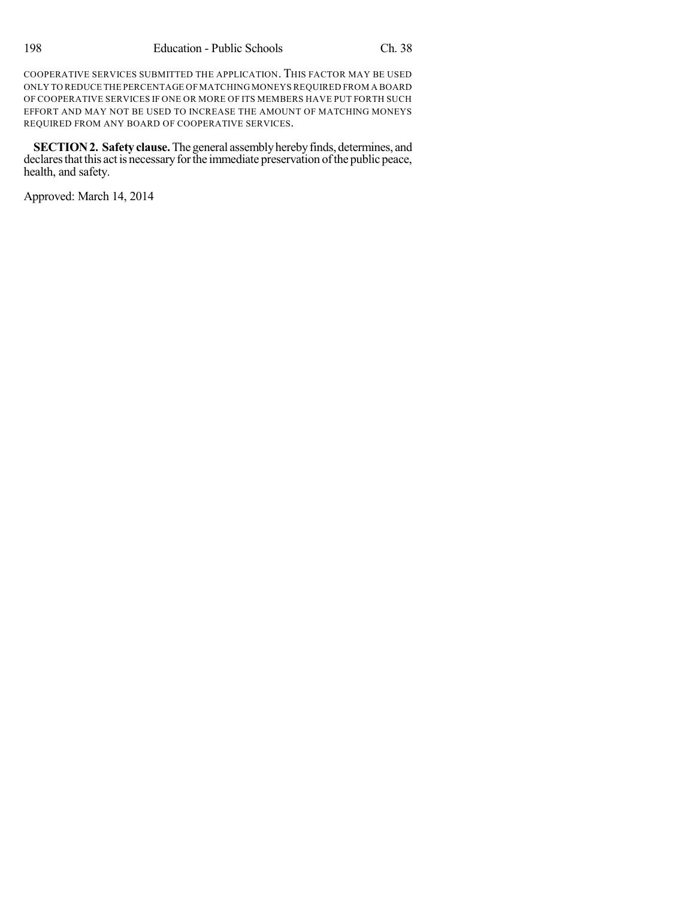COOPERATIVE SERVICES SUBMITTED THE APPLICATION. THIS FACTOR MAY BE USED ONLY TO REDUCE THE PERCENTAGE OF MATCHING MONEYS REQUIRED FROM A BOARD OF COOPERATIVE SERVICES IF ONE OR MORE OF ITS MEMBERS HAVE PUT FORTH SUCH EFFORT AND MAY NOT BE USED TO INCREASE THE AMOUNT OF MATCHING MONEYS REQUIRED FROM ANY BOARD OF COOPERATIVE SERVICES.

**SECTION 2. Safety clause.** The general assembly hereby finds, determines, and declares that this act is necessary for the immediate preservation of the public peace, health, and safety.

Approved: March 14, 2014